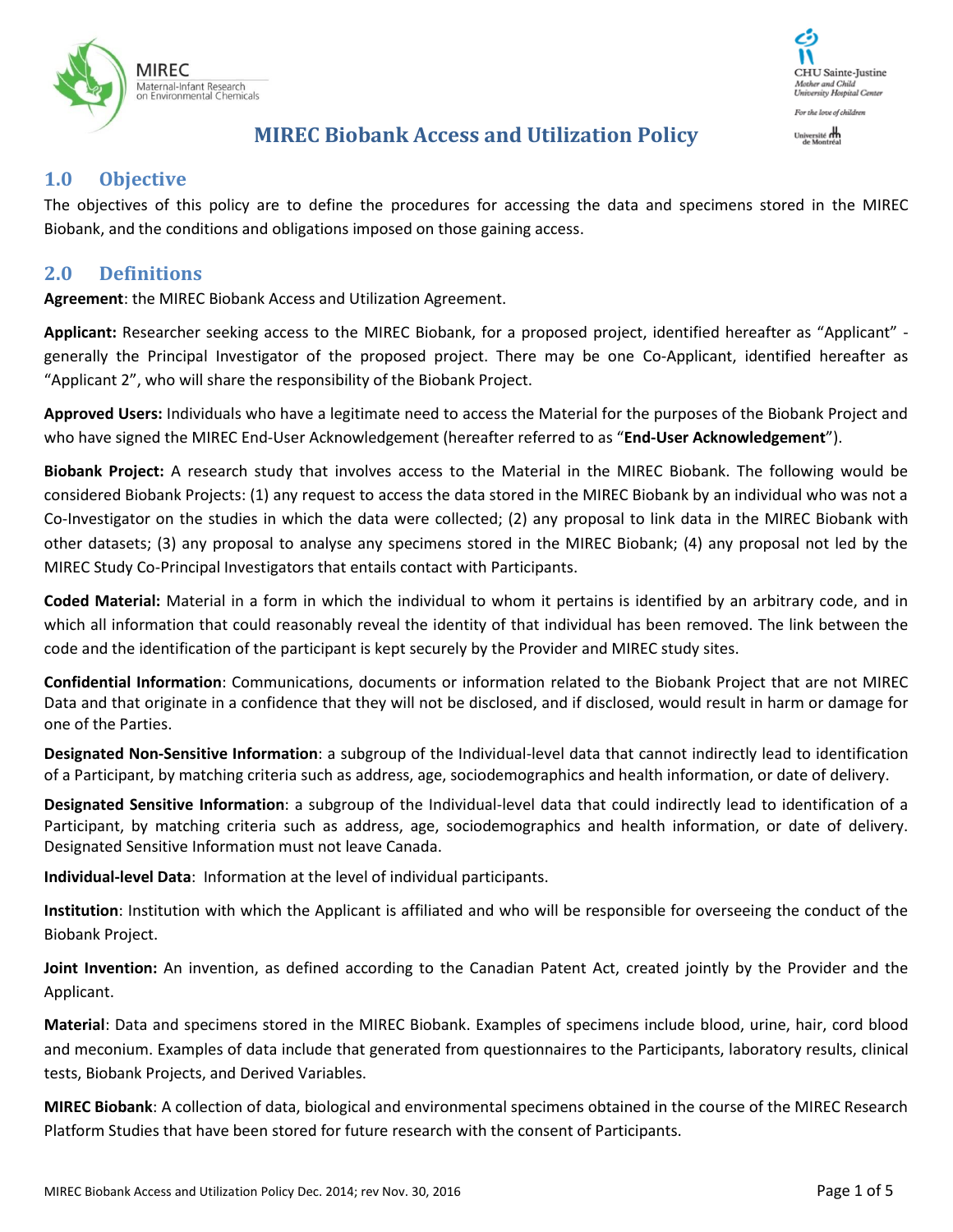# MIREC Biobank Access and Utilization Policy

## 1.0 Objective

The objectives of this policy are to define the procedures for accessing the data and specimens stored in the MIREC Biobank, and the conditions and obligations imposed on those gaining access.

## 2.0 Definitions

**Agreement**: the MIREC Biobank Access and Utilization Agreement.

**Applicant:** Researcher seeking access to the MIREC Biobank, for a proposed project, identified hereafter as "Applicant" - generally the Principal Investigator of the proposed project. There may be one Co-Applicant, identified hereafter as "Applicant 2", who will share the responsibility of the Biobank Project.

**Approved Users:** Individuals who have a legitimate need to access the Material for the purposes of the Biobank Project and who have signed the MIREC End-User Acknowledgement (hereafter referred to as "**End-User Acknowledgement**").

**Biobank Project:** A research study that involves access to the Material in the MIREC Biobank. The following would be considered Biobank Projects: (1) any request to access the data stored in the MIREC Biobank by an individual who was not a Co-Investigator on the studies in which the data were collected; (2) any proposal to link data in the MIREC Biobank with other datasets; (3) any proposal to analyse any specimens stored in the MIREC Biobank; (4) any proposal not led by the MIREC Study Co-Principal Investigators that entails contact with Participants.

**Coded Material:** Material in a form in which the individual to whom it pertains is identified by an arbitrary code, and in which all information that could reasonably reveal the identity of that individual has been removed. The link between the code and the identification of the participant is kept securely by the Provider and MIREC study sites.

**Confidential Information**: Communications, documents or information related to the Biobank Project that are not MIREC Data and that originate in a confidence that they will not be disclosed, and if disclosed, would result in harm or damage for one of the Parties.

**Designated Non-Sensitive Information**: a subgroup of the Individual-level data that cannot indirectly lead to identification of a Participant, by matching criteria such as address, age, sociodemographics and health information, or date of delivery.

**Designated Sensitive Information**: a subgroup of the Individual-level data that could indirectly lead to identification of a Participant, by matching criteria such as address, age, sociodemographics and health information, or date of delivery. Designated Sensitive Information must not leave Canada.

**Individual-level Data**: Information at the level of individual participants.

**Institution**: Institution with which the Applicant is affiliated and who will be responsible for overseeing the conduct of the Biobank Project.

**Joint Invention:** An invention, as defined according to the Canadian Patent Act, created jointly by the Provider and the Applicant.

**Material**: Data and specimens stored in the MIREC Biobank. Examples of specimens include blood, urine, hair, cord blood and meconium. Examples of data include that generated from questionnaires to the Participants, laboratory results, clinical tests, Biobank Projects, and Derived Variables.

**MIREC Biobank**: A collection of data, biological and environmental specimens obtained in the course of the MIREC Research Platform Studies that have been stored for future research with the consent of Participants.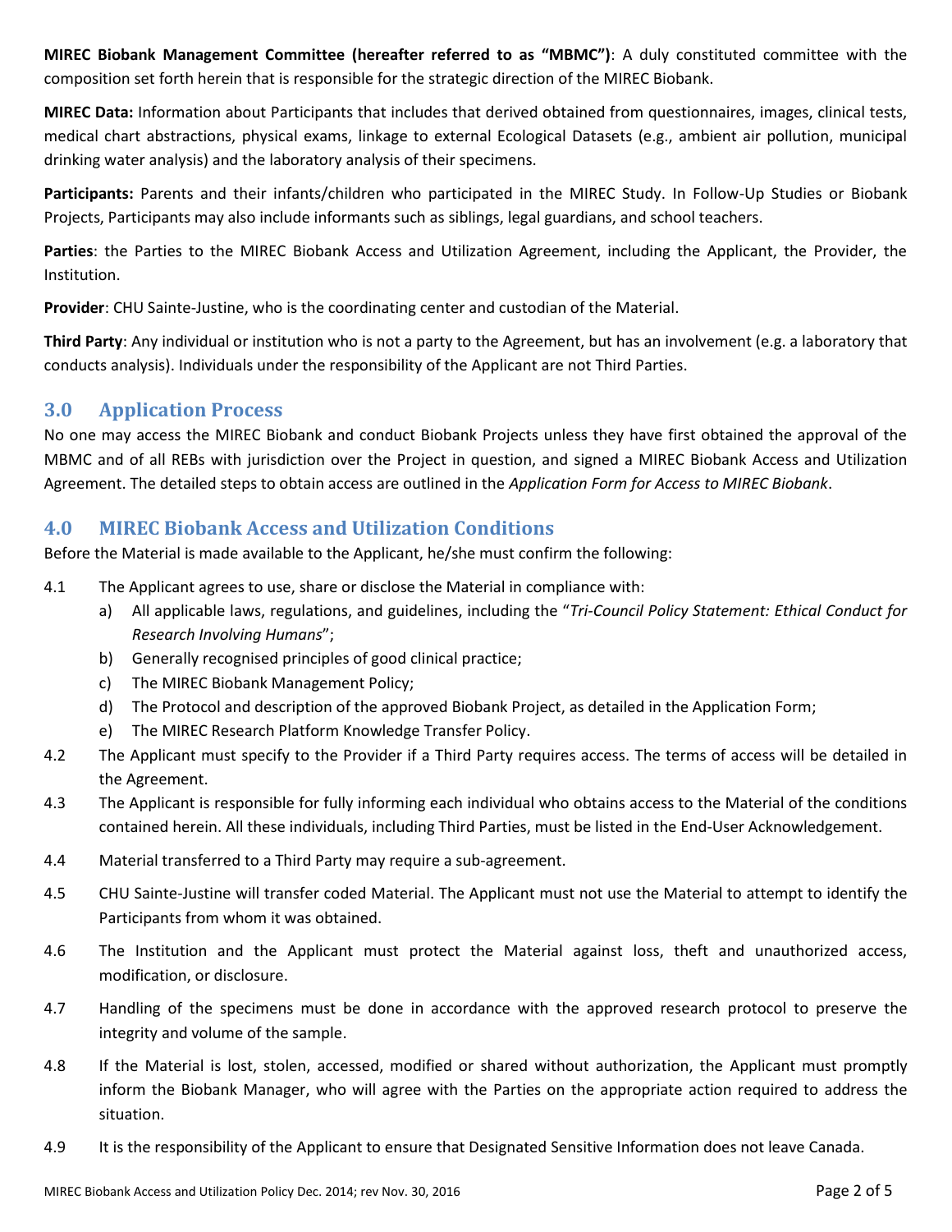**MIREC Biobank Management Committee (hereafter referred to as "MBMC")**: A duly constituted committee with the composition set forth herein that is responsible for the strategic direction of the MIREC Biobank.

**MIREC Data:** Information about Participants that includes that derived obtained from questionnaires, images, clinical tests, medical chart abstractions, physical exams, linkage to external Ecological Datasets (e.g., ambient air pollution, municipal drinking water analysis) and the laboratory analysis of their specimens.

**Participants:** Parents and their infants/children who participated in the MIREC Study. In Follow-Up Studies or Biobank Projects, Participants may also include informants such as siblings, legal guardians, and school teachers.

**Parties**: the Parties to the MIREC Biobank Access and Utilization Agreement, including the Applicant, the Provider, the Institution.

**Provider**: CHU Sainte-Justine, who is the coordinating center and custodian of the Material.

**Third Party**: Any individual or institution who is not a party to the Agreement, but has an involvement (e.g. a laboratory that conducts analysis). Individuals under the responsibility of the Applicant are not Third Parties.

## 3.0 Application Process

No one may access the MIREC Biobank and conduct Biobank Projects unless they have first obtained the approval of the MBMC and of all REBs with jurisdiction over the Project in question, and signed a MIREC Biobank Access and Utilization Agreement. The detailed steps to obtain access are outlined in the *Application Form for Access to MIREC Biobank*.

## 4.0 MIREC Biobank Access and Utilization Conditions

Before the Material is made available to the Applicant, he/she must confirm the following:

4.1 The Applicant agrees to use, share or disclose the Material in compliance with:
   a) All applicable laws, regulations, and guidelines, including the "*Tri-Council Policy Statement: Ethical Conduct for Research Involving Humans*";
   b) Generally recognised principles of good clinical practice;
   c) The MIREC Biobank Management Policy;
   d) The Protocol and description of the approved Biobank Project, as detailed in the Application Form;
   e) The MIREC Research Platform Knowledge Transfer Policy.

4.2 The Applicant must specify to the Provider if a Third Party requires access. The terms of access will be detailed in the Agreement.

4.3 The Applicant is responsible for fully informing each individual who obtains access to the Material of the conditions contained herein. All these individuals, including Third Parties, must be listed in the End-User Acknowledgement.

4.4 Material transferred to a Third Party may require a sub-agreement.

4.5 CHU Sainte-Justine will transfer coded Material. The Applicant must not use the Material to attempt to identify the Participants from whom it was obtained.

4.6 The Institution and the Applicant must protect the Material against loss, theft and unauthorized access, modification, or disclosure.

4.7 Handling of the specimens must be done in accordance with the approved research protocol to preserve the integrity and volume of the sample.

4.8 If the Material is lost, stolen, accessed, modified or shared without authorization, the Applicant must promptly inform the Biobank Manager, who will agree with the Parties on the appropriate action required to address the situation.

4.9 It is the responsibility of the Applicant to ensure that Designated Sensitive Information does not leave Canada.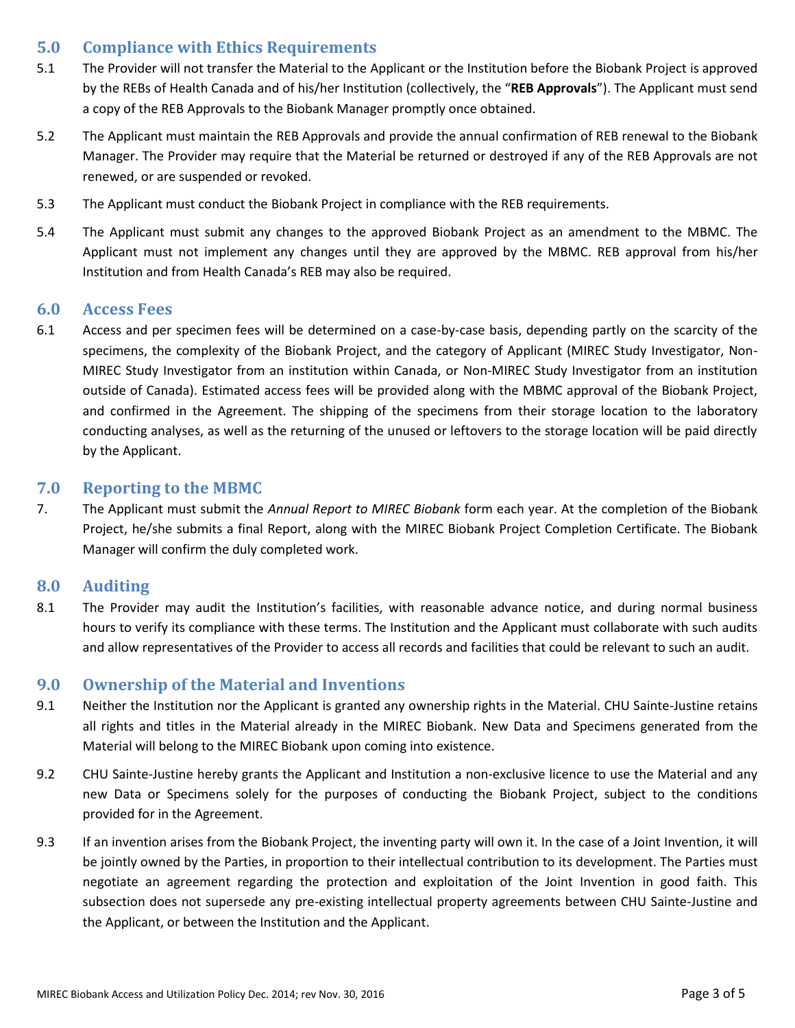## 5.0 Compliance with Ethics Requirements

5.1 The Provider will not transfer the Material to the Applicant or the Institution before the Biobank Project is approved by the REBs of Health Canada and of his/her Institution (collectively, the "**REB Approvals**"). The Applicant must send a copy of the REB Approvals to the Biobank Manager promptly once obtained.

5.2 The Applicant must maintain the REB Approvals and provide the annual confirmation of REB renewal to the Biobank Manager. The Provider may require that the Material be returned or destroyed if any of the REB Approvals are not renewed, or are suspended or revoked.

5.3 The Applicant must conduct the Biobank Project in compliance with the REB requirements.

5.4 The Applicant must submit any changes to the approved Biobank Project as an amendment to the MBMC. The Applicant must not implement any changes until they are approved by the MBMC. REB approval from his/her Institution and from Health Canada's REB may also be required.

## 6.0 Access Fees

6.1 Access and per specimen fees will be determined on a case-by-case basis, depending partly on the scarcity of the specimens, the complexity of the Biobank Project, and the category of Applicant (MIREC Study Investigator, Non-MIREC Study Investigator from an institution within Canada, or Non-MIREC Study Investigator from an institution outside of Canada). Estimated access fees will be provided along with the MBMC approval of the Biobank Project, and confirmed in the Agreement. The shipping of the specimens from their storage location to the laboratory conducting analyses, as well as the returning of the unused or leftovers to the storage location will be paid directly by the Applicant.

## 7.0 Reporting to the MBMC

7. The Applicant must submit the *Annual Report to MIREC Biobank* form each year. At the completion of the Biobank Project, he/she submits a final Report, along with the MIREC Biobank Project Completion Certificate. The Biobank Manager will confirm the duly completed work.

## 8.0 Auditing

8.1 The Provider may audit the Institution's facilities, with reasonable advance notice, and during normal business hours to verify its compliance with these terms. The Institution and the Applicant must collaborate with such audits and allow representatives of the Provider to access all records and facilities that could be relevant to such an audit.

## 9.0 Ownership of the Material and Inventions

9.1 Neither the Institution nor the Applicant is granted any ownership rights in the Material. CHU Sainte-Justine retains all rights and titles in the Material already in the MIREC Biobank. New Data and Specimens generated from the Material will belong to the MIREC Biobank upon coming into existence.

9.2 CHU Sainte-Justine hereby grants the Applicant and Institution a non-exclusive licence to use the Material and any new Data or Specimens solely for the purposes of conducting the Biobank Project, subject to the conditions provided for in the Agreement.

9.3 If an invention arises from the Biobank Project, the inventing party will own it. In the case of a Joint Invention, it will be jointly owned by the Parties, in proportion to their intellectual contribution to its development. The Parties must negotiate an agreement regarding the protection and exploitation of the Joint Invention in good faith. This subsection does not supersede any pre-existing intellectual property agreements between CHU Sainte-Justine and the Applicant, or between the Institution and the Applicant.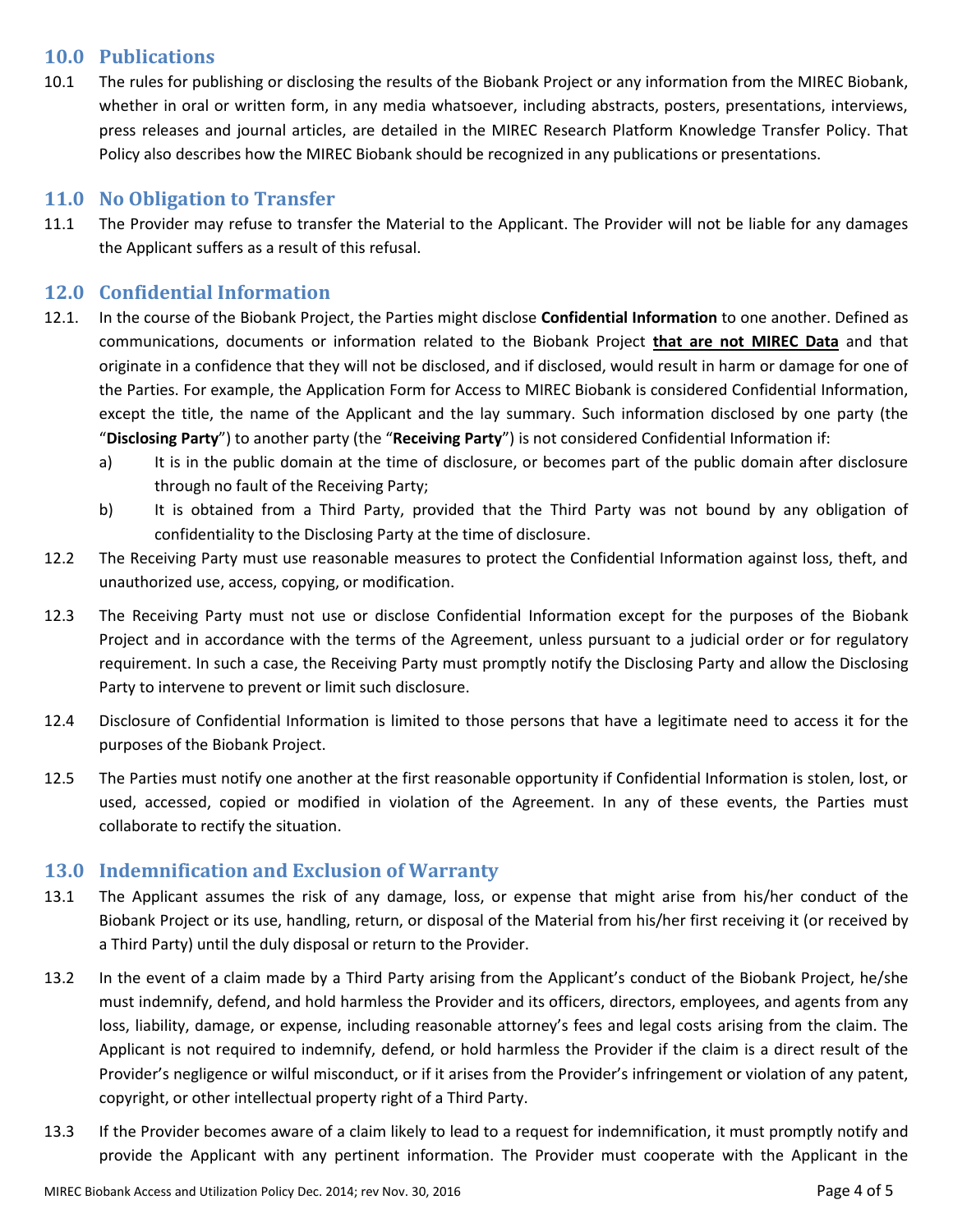## 10.0 Publications

10.1 The rules for publishing or disclosing the results of the Biobank Project or any information from the MIREC Biobank, whether in oral or written form, in any media whatsoever, including abstracts, posters, presentations, interviews, press releases and journal articles, are detailed in the MIREC Research Platform Knowledge Transfer Policy. That Policy also describes how the MIREC Biobank should be recognized in any publications or presentations.

## 11.0 No Obligation to Transfer

11.1 The Provider may refuse to transfer the Material to the Applicant. The Provider will not be liable for any damages the Applicant suffers as a result of this refusal.

## 12.0 Confidential Information

12.1. In the course of the Biobank Project, the Parties might disclose **Confidential Information** to one another. Defined as communications, documents or information related to the Biobank Project **that are not MIREC Data** and that originate in a confidence that they will not be disclosed, and if disclosed, would result in harm or damage for one of the Parties. For example, the Application Form for Access to MIREC Biobank is considered Confidential Information, except the title, the name of the Applicant and the lay summary. Such information disclosed by one party (the "**Disclosing Party**") to another party (the "**Receiving Party**") is not considered Confidential Information if:

a) It is in the public domain at the time of disclosure, or becomes part of the public domain after disclosure through no fault of the Receiving Party;

b) It is obtained from a Third Party, provided that the Third Party was not bound by any obligation of confidentiality to the Disclosing Party at the time of disclosure.

12.2 The Receiving Party must use reasonable measures to protect the Confidential Information against loss, theft, and unauthorized use, access, copying, or modification.

12.3 The Receiving Party must not use or disclose Confidential Information except for the purposes of the Biobank Project and in accordance with the terms of the Agreement, unless pursuant to a judicial order or for regulatory requirement. In such a case, the Receiving Party must promptly notify the Disclosing Party and allow the Disclosing Party to intervene to prevent or limit such disclosure.

12.4 Disclosure of Confidential Information is limited to those persons that have a legitimate need to access it for the purposes of the Biobank Project.

12.5 The Parties must notify one another at the first reasonable opportunity if Confidential Information is stolen, lost, or used, accessed, copied or modified in violation of the Agreement. In any of these events, the Parties must collaborate to rectify the situation.

## 13.0 Indemnification and Exclusion of Warranty

13.1 The Applicant assumes the risk of any damage, loss, or expense that might arise from his/her conduct of the Biobank Project or its use, handling, return, or disposal of the Material from his/her first receiving it (or received by a Third Party) until the duly disposal or return to the Provider.

13.2 In the event of a claim made by a Third Party arising from the Applicant's conduct of the Biobank Project, he/she must indemnify, defend, and hold harmless the Provider and its officers, directors, employees, and agents from any loss, liability, damage, or expense, including reasonable attorney's fees and legal costs arising from the claim. The Applicant is not required to indemnify, defend, or hold harmless the Provider if the claim is a direct result of the Provider's negligence or wilful misconduct, or if it arises from the Provider's infringement or violation of any patent, copyright, or other intellectual property right of a Third Party.

13.3 If the Provider becomes aware of a claim likely to lead to a request for indemnification, it must promptly notify and provide the Applicant with any pertinent information. The Provider must cooperate with the Applicant in the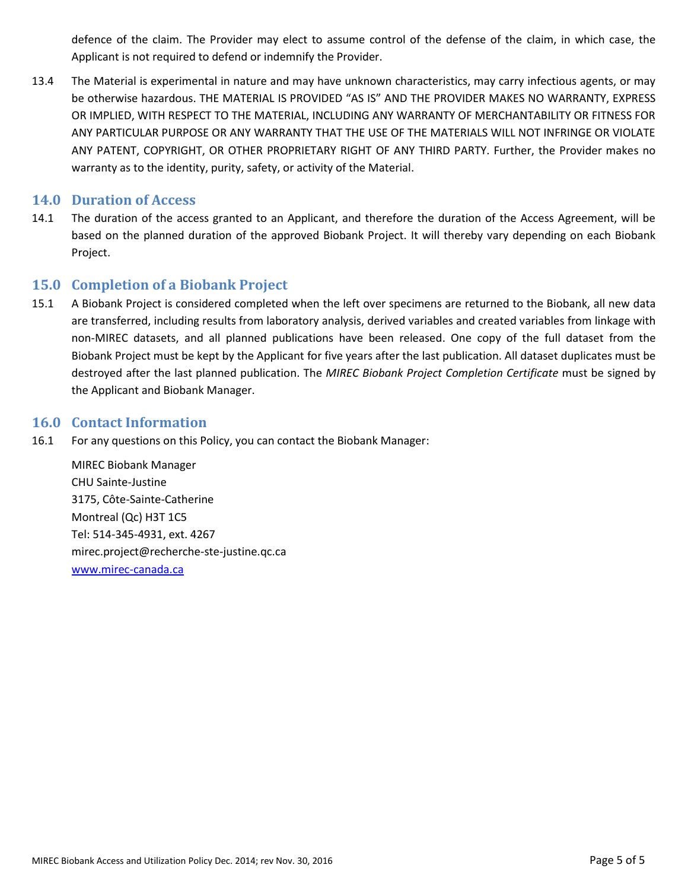defence of the claim. The Provider may elect to assume control of the defense of the claim, in which case, the Applicant is not required to defend or indemnify the Provider.

13.4 The Material is experimental in nature and may have unknown characteristics, may carry infectious agents, or may be otherwise hazardous. THE MATERIAL IS PROVIDED "AS IS" AND THE PROVIDER MAKES NO WARRANTY, EXPRESS OR IMPLIED, WITH RESPECT TO THE MATERIAL, INCLUDING ANY WARRANTY OF MERCHANTABILITY OR FITNESS FOR ANY PARTICULAR PURPOSE OR ANY WARRANTY THAT THE USE OF THE MATERIALS WILL NOT INFRINGE OR VIOLATE ANY PATENT, COPYRIGHT, OR OTHER PROPRIETARY RIGHT OF ANY THIRD PARTY. Further, the Provider makes no warranty as to the identity, purity, safety, or activity of the Material.

## 14.0 Duration of Access

14.1 The duration of the access granted to an Applicant, and therefore the duration of the Access Agreement, will be based on the planned duration of the approved Biobank Project. It will thereby vary depending on each Biobank Project.

## 15.0 Completion of a Biobank Project

15.1 A Biobank Project is considered completed when the left over specimens are returned to the Biobank, all new data are transferred, including results from laboratory analysis, derived variables and created variables from linkage with non-MIREC datasets, and all planned publications have been released. One copy of the full dataset from the Biobank Project must be kept by the Applicant for five years after the last publication. All dataset duplicates must be destroyed after the last planned publication. The *MIREC Biobank Project Completion Certificate* must be signed by the Applicant and Biobank Manager.

## 16.0 Contact Information

16.1 For any questions on this Policy, you can contact the Biobank Manager:

MIREC Biobank Manager
CHU Sainte-Justine
3175, Côte-Sainte-Catherine
Montreal (Qc) H3T 1C5
Tel: 514-345-4931, ext. 4267
mirec.project@recherche-ste-justine.qc.ca
[www.mirec-canada.ca](http://www.mirec-canada.ca)